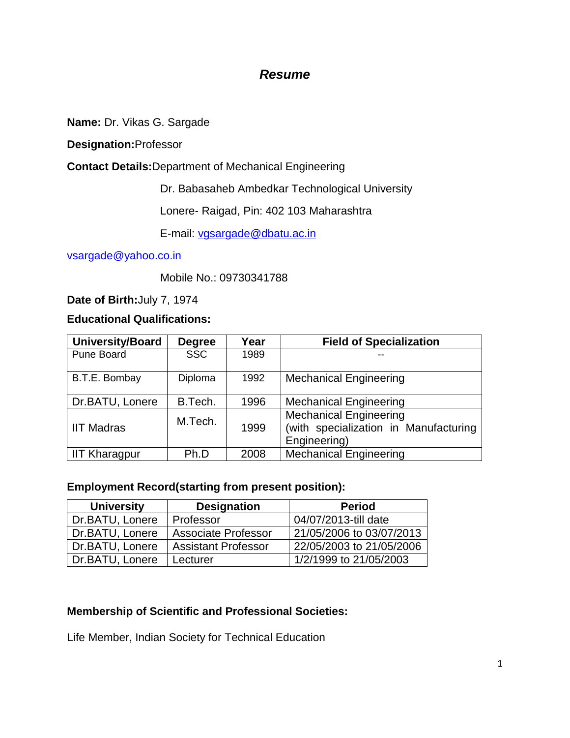# *Resume*

**Name:** Dr. Vikas G. Sargade

**Designation:** Professor

**Contact Details:** Department of Mechanical Engineering

Dr. Babasaheb Ambedkar Technological University

Lonere- Raigad, Pin: 402 103 Maharashtra

E-mail: vgsargade@dbatu.ac.in

vsargade@yahoo.co.in

Mobile No.: 09730341788

**Date of Birth:** July 7, 1974

**Educational Qualifications:**

| University/Board | Degree | Year | Field of Specialization |
|---|---|---|---|
| Pune Board | SSC | 1989 | -- |
| B.T.E. Bombay | Diploma | 1992 | Mechanical Engineering |
| Dr.BATU, Lonere | B.Tech. | 1996 | Mechanical Engineering |
| IIT Madras | M.Tech. | 1999 | Mechanical Engineering (with specialization in Manufacturing Engineering) |
| IIT Kharagpur | Ph.D | 2008 | Mechanical Engineering |

**Employment Record(starting from present position):**

| University | Designation | Period |
|---|---|---|
| Dr.BATU, Lonere | Professor | 04/07/2013-till date |
| Dr.BATU, Lonere | Associate Professor | 21/05/2006 to 03/07/2013 |
| Dr.BATU, Lonere | Assistant Professor | 22/05/2003 to 21/05/2006 |
| Dr.BATU, Lonere | Lecturer | 1/2/1999 to 21/05/2003 |

**Membership of Scientific and Professional Societies:**

Life Member, Indian Society for Technical Education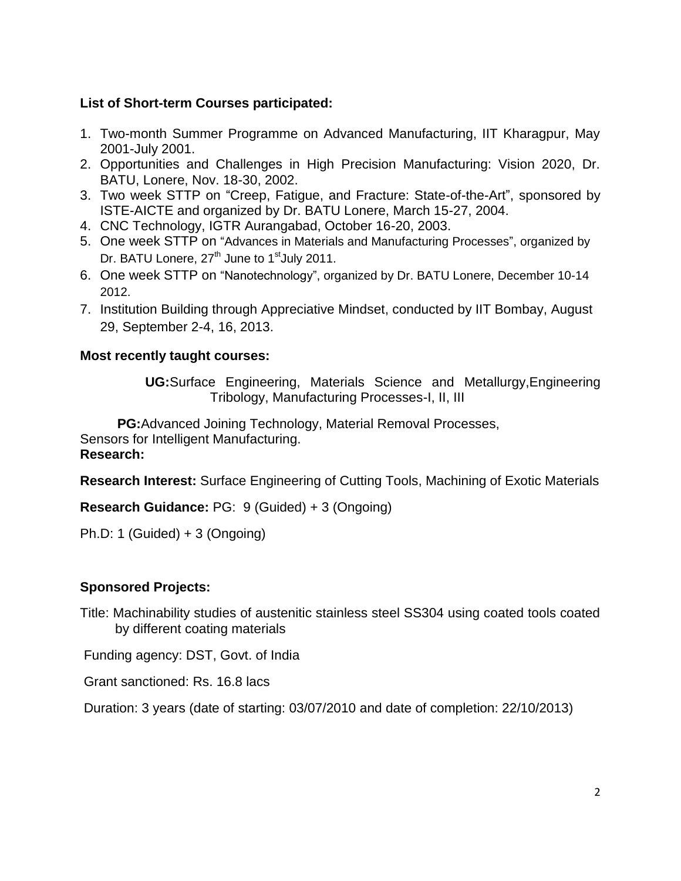**List of Short-term Courses participated:**

1. Two-month Summer Programme on Advanced Manufacturing, IIT Kharagpur, May 2001-July 2001.
2. Opportunities and Challenges in High Precision Manufacturing: Vision 2020, Dr. BATU, Lonere, Nov. 18-30, 2002.
3. Two week STTP on "Creep, Fatigue, and Fracture: State-of-the-Art", sponsored by ISTE-AICTE and organized by Dr. BATU Lonere, March 15-27, 2004.
4. CNC Technology, IGTR Aurangabad, October 16-20, 2003.
5. One week STTP on "Advances in Materials and Manufacturing Processes", organized by Dr. BATU Lonere, 27th June to 1st July 2011.
6. One week STTP on "Nanotechnology", organized by Dr. BATU Lonere, December 10-14 2012.
7. Institution Building through Appreciative Mindset, conducted by IIT Bombay, August 29, September 2-4, 16, 2013.

**Most recently taught courses:**

**UG:** Surface Engineering, Materials Science and Metallurgy, Engineering Tribology, Manufacturing Processes-I, II, III

**PG:** Advanced Joining Technology, Material Removal Processes, Sensors for Intelligent Manufacturing.

**Research:**

**Research Interest:** Surface Engineering of Cutting Tools, Machining of Exotic Materials

**Research Guidance:** PG: 9 (Guided) + 3 (Ongoing)

Ph.D: 1 (Guided) + 3 (Ongoing)

**Sponsored Projects:**

Title: Machinability studies of austenitic stainless steel SS304 using coated tools coated by different coating materials

Funding agency: DST, Govt. of India

Grant sanctioned: Rs. 16.8 lacs

Duration: 3 years (date of starting: 03/07/2010 and date of completion: 22/10/2013)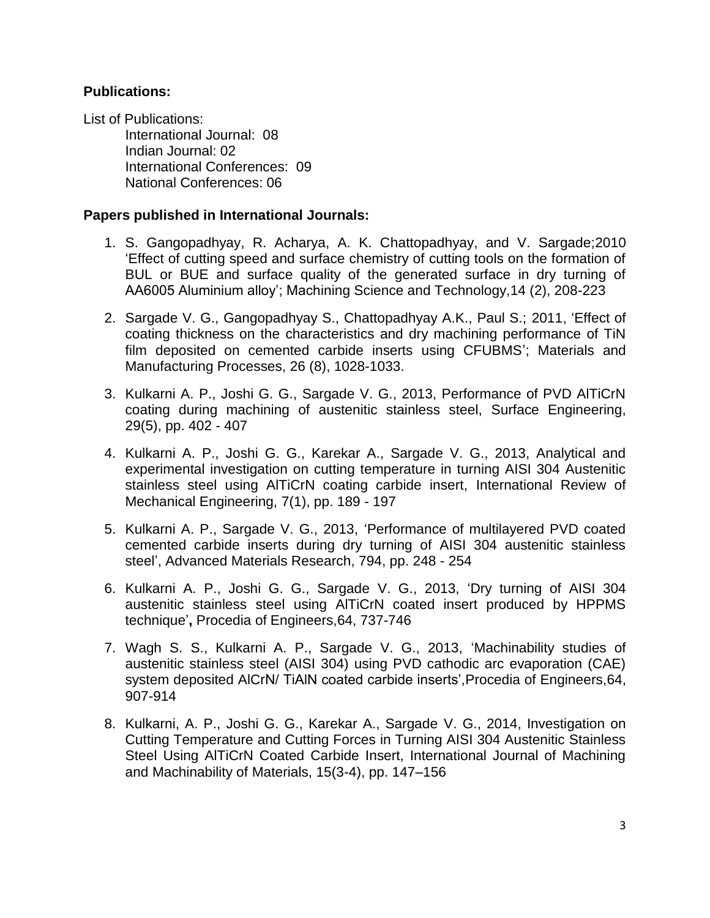**Publications:**

List of Publications:

International Journal: 08
Indian Journal: 02
International Conferences: 09
National Conferences: 06

**Papers published in International Journals:**

1. S. Gangopadhyay, R. Acharya, A. K. Chattopadhyay, and V. Sargade;2010 ‘Effect of cutting speed and surface chemistry of cutting tools on the formation of BUL or BUE and surface quality of the generated surface in dry turning of AA6005 Aluminium alloy’; Machining Science and Technology,14 (2), 208-223
2. Sargade V. G., Gangopadhyay S., Chattopadhyay A.K., Paul S.; 2011, ‘Effect of coating thickness on the characteristics and dry machining performance of TiN film deposited on cemented carbide inserts using CFUBMS’; Materials and Manufacturing Processes, 26 (8), 1028-1033.
3. Kulkarni A. P., Joshi G. G., Sargade V. G., 2013, Performance of PVD AlTiCrN coating during machining of austenitic stainless steel, Surface Engineering, 29(5), pp. 402 - 407
4. Kulkarni A. P., Joshi G. G., Karekar A., Sargade V. G., 2013, Analytical and experimental investigation on cutting temperature in turning AISI 304 Austenitic stainless steel using AlTiCrN coating carbide insert, International Review of Mechanical Engineering, 7(1), pp. 189 - 197
5. Kulkarni A. P., Sargade V. G., 2013, ‘Performance of multilayered PVD coated cemented carbide inserts during dry turning of AISI 304 austenitic stainless steel’, Advanced Materials Research, 794, pp. 248 - 254
6. Kulkarni A. P., Joshi G. G., Sargade V. G., 2013, ‘Dry turning of AISI 304 austenitic stainless steel using AlTiCrN coated insert produced by HPPMS technique’**,** Procedia of Engineers,64, 737-746
7. Wagh S. S., Kulkarni A. P., Sargade V. G., 2013, ‘Machinability studies of austenitic stainless steel (AISI 304) using PVD cathodic arc evaporation (CAE) system deposited AlCrN/ TiAlN coated carbide inserts’,Procedia of Engineers,64, 907-914
8. Kulkarni, A. P., Joshi G. G., Karekar A., Sargade V. G., 2014, Investigation on Cutting Temperature and Cutting Forces in Turning AISI 304 Austenitic Stainless Steel Using AlTiCrN Coated Carbide Insert, International Journal of Machining and Machinability of Materials, 15(3-4), pp. 147–156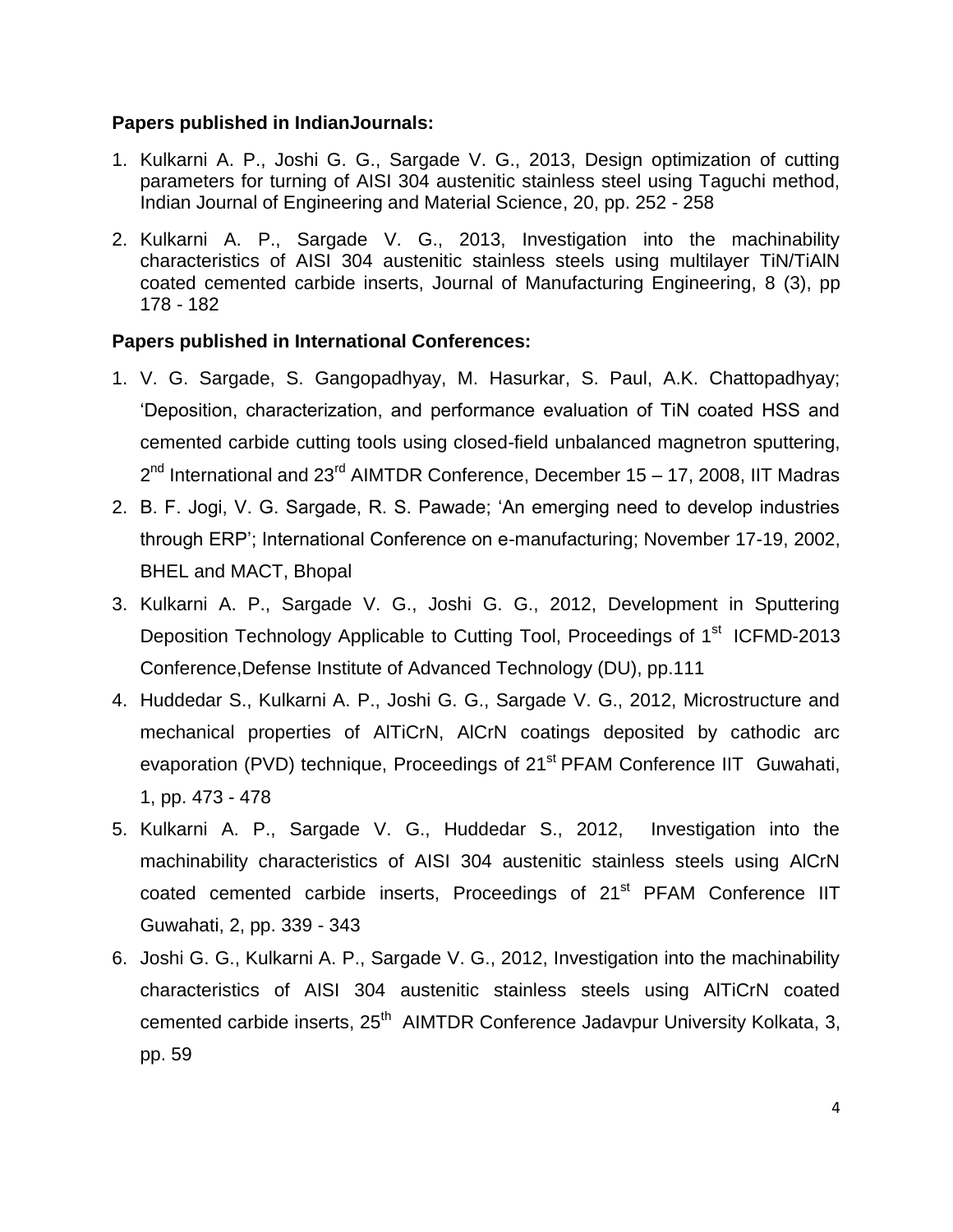**Papers published in IndianJournals:**

1. Kulkarni A. P., Joshi G. G., Sargade V. G., 2013, Design optimization of cutting parameters for turning of AISI 304 austenitic stainless steel using Taguchi method, Indian Journal of Engineering and Material Science, 20, pp. 252 - 258
2. Kulkarni A. P., Sargade V. G., 2013, Investigation into the machinability characteristics of AISI 304 austenitic stainless steels using multilayer TiN/TiAlN coated cemented carbide inserts, Journal of Manufacturing Engineering, 8 (3), pp 178 - 182

**Papers published in International Conferences:**

1. V. G. Sargade, S. Gangopadhyay, M. Hasurkar, S. Paul, A.K. Chattopadhyay; 'Deposition, characterization, and performance evaluation of TiN coated HSS and cemented carbide cutting tools using closed-field unbalanced magnetron sputtering, 2nd International and 23rd AIMTDR Conference, December 15 – 17, 2008, IIT Madras
2. B. F. Jogi, V. G. Sargade, R. S. Pawade; 'An emerging need to develop industries through ERP'; International Conference on e-manufacturing; November 17-19, 2002, BHEL and MACT, Bhopal
3. Kulkarni A. P., Sargade V. G., Joshi G. G., 2012, Development in Sputtering Deposition Technology Applicable to Cutting Tool, Proceedings of 1st ICFMD-2013 Conference,Defense Institute of Advanced Technology (DU), pp.111
4. Huddedar S., Kulkarni A. P., Joshi G. G., Sargade V. G., 2012, Microstructure and mechanical properties of AlTiCrN, AlCrN coatings deposited by cathodic arc evaporation (PVD) technique, Proceedings of 21st PFAM Conference IIT Guwahati, 1, pp. 473 - 478
5. Kulkarni A. P., Sargade V. G., Huddedar S., 2012, Investigation into the machinability characteristics of AISI 304 austenitic stainless steels using AlCrN coated cemented carbide inserts, Proceedings of 21st PFAM Conference IIT Guwahati, 2, pp. 339 - 343
6. Joshi G. G., Kulkarni A. P., Sargade V. G., 2012, Investigation into the machinability characteristics of AISI 304 austenitic stainless steels using AlTiCrN coated cemented carbide inserts, 25th AIMTDR Conference Jadavpur University Kolkata, 3, pp. 59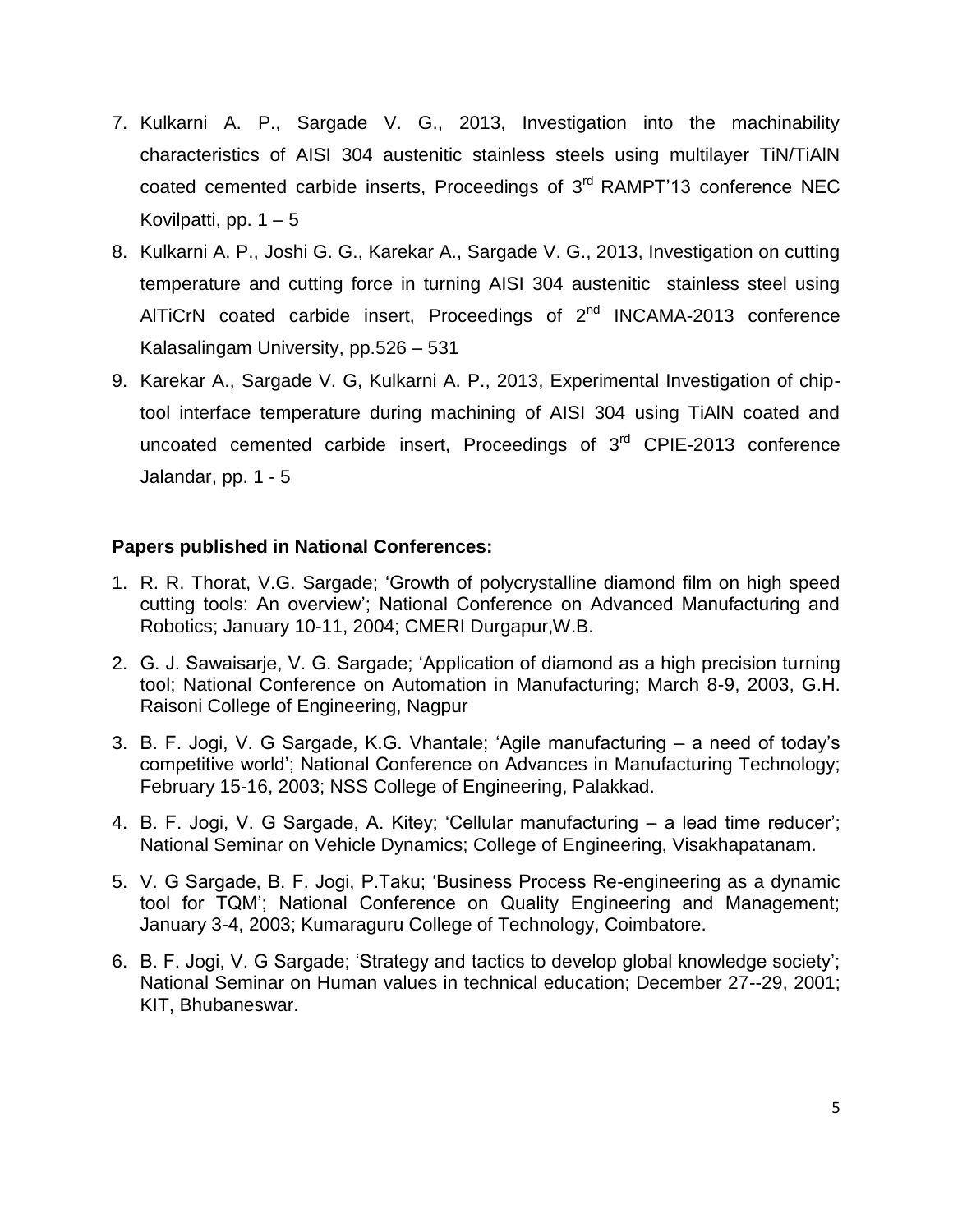7. Kulkarni A. P., Sargade V. G., 2013, Investigation into the machinability characteristics of AISI 304 austenitic stainless steels using multilayer TiN/TiAlN coated cemented carbide inserts, Proceedings of 3rd RAMPT'13 conference NEC Kovilpatti, pp. 1 – 5
8. Kulkarni A. P., Joshi G. G., Karekar A., Sargade V. G., 2013, Investigation on cutting temperature and cutting force in turning AISI 304 austenitic stainless steel using AlTiCrN coated carbide insert, Proceedings of 2nd INCAMA-2013 conference Kalasalingam University, pp.526 – 531
9. Karekar A., Sargade V. G, Kulkarni A. P., 2013, Experimental Investigation of chip-tool interface temperature during machining of AISI 304 using TiAlN coated and uncoated cemented carbide insert, Proceedings of 3rd CPIE-2013 conference Jalandar, pp. 1 - 5

**Papers published in National Conferences:**

1. R. R. Thorat, V.G. Sargade; 'Growth of polycrystalline diamond film on high speed cutting tools: An overview'; National Conference on Advanced Manufacturing and Robotics; January 10-11, 2004; CMERI Durgapur,W.B.
2. G. J. Sawaisarje, V. G. Sargade; 'Application of diamond as a high precision turning tool; National Conference on Automation in Manufacturing; March 8-9, 2003, G.H. Raisoni College of Engineering, Nagpur
3. B. F. Jogi, V. G Sargade, K.G. Vhantale; 'Agile manufacturing – a need of today's competitive world'; National Conference on Advances in Manufacturing Technology; February 15-16, 2003; NSS College of Engineering, Palakkad.
4. B. F. Jogi, V. G Sargade, A. Kitey; 'Cellular manufacturing – a lead time reducer'; National Seminar on Vehicle Dynamics; College of Engineering, Visakhapatanam.
5. V. G Sargade, B. F. Jogi, P.Taku; 'Business Process Re-engineering as a dynamic tool for TQM'; National Conference on Quality Engineering and Management; January 3-4, 2003; Kumaraguru College of Technology, Coimbatore.
6. B. F. Jogi, V. G Sargade; 'Strategy and tactics to develop global knowledge society'; National Seminar on Human values in technical education; December 27--29, 2001; KIT, Bhubaneswar.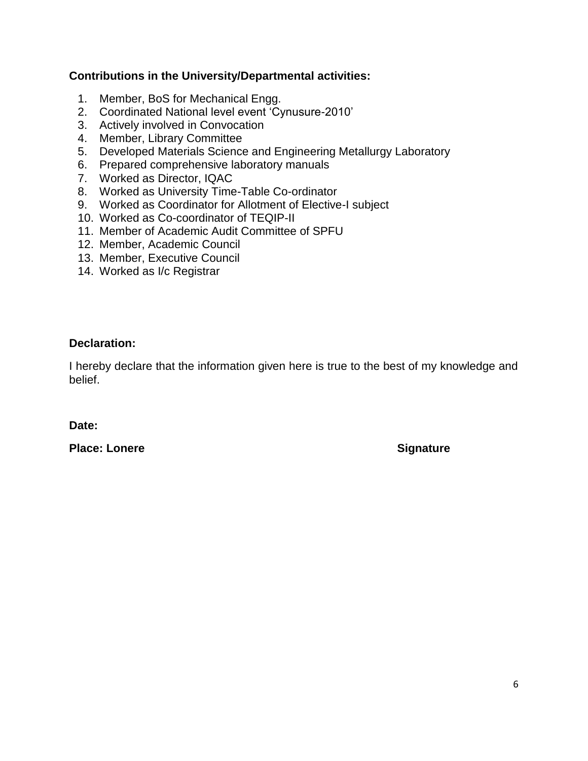**Contributions in the University/Departmental activities:**

1. Member, BoS for Mechanical Engg.
2. Coordinated National level event 'Cynusure-2010'
3. Actively involved in Convocation
4. Member, Library Committee
5. Developed Materials Science and Engineering Metallurgy Laboratory
6. Prepared comprehensive laboratory manuals
7. Worked as Director, IQAC
8. Worked as University Time-Table Co-ordinator
9. Worked as Coordinator for Allotment of Elective-I subject
10. Worked as Co-coordinator of TEQIP-II
11. Member of Academic Audit Committee of SPFU
12. Member, Academic Council
13. Member, Executive Council
14. Worked as I/c Registrar

**Declaration:**

I hereby declare that the information given here is true to the best of my knowledge and belief.

**Date:**

**Place: Lonere** **Signature**